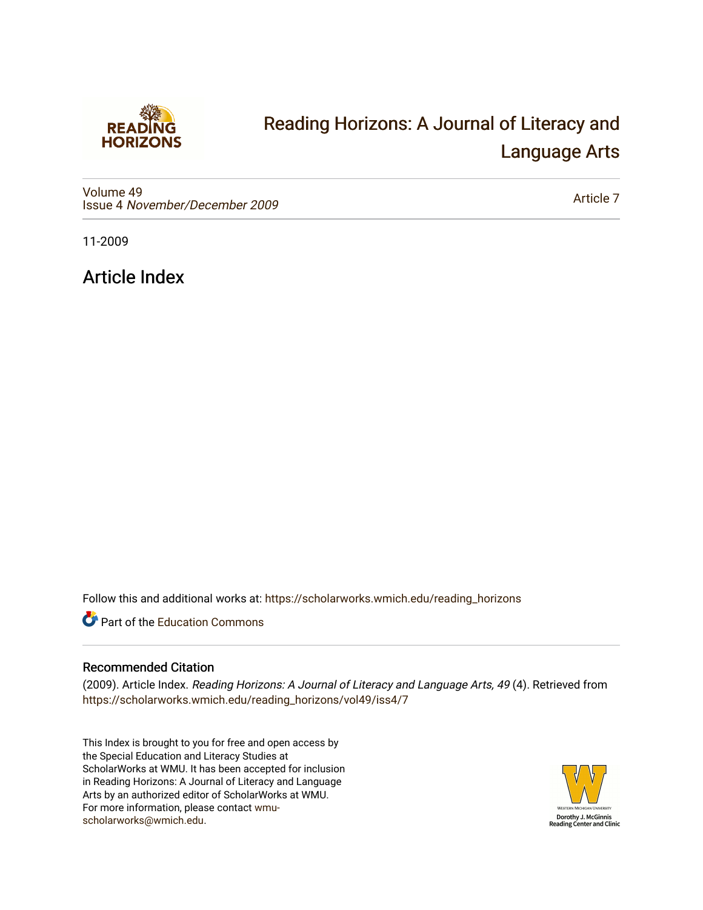# Reading Horizons: A Journal of Literacy and Language Arts

Volume 49
Issue 4 *November/December 2009*

Article 7

11-2009

## Article Index

Follow this and additional works at: https://scholarworks.wmich.edu/reading_horizons

Part of the Education Commons

### Recommended Citation

(2009). Article Index. *Reading Horizons: A Journal of Literacy and Language Arts, 49* (4). Retrieved from https://scholarworks.wmich.edu/reading_horizons/vol49/iss4/7

This Index is brought to you for free and open access by the Special Education and Literacy Studies at ScholarWorks at WMU. It has been accepted for inclusion in Reading Horizons: A Journal of Literacy and Language Arts by an authorized editor of ScholarWorks at WMU. For more information, please contact wmu-scholarworks@wmich.edu.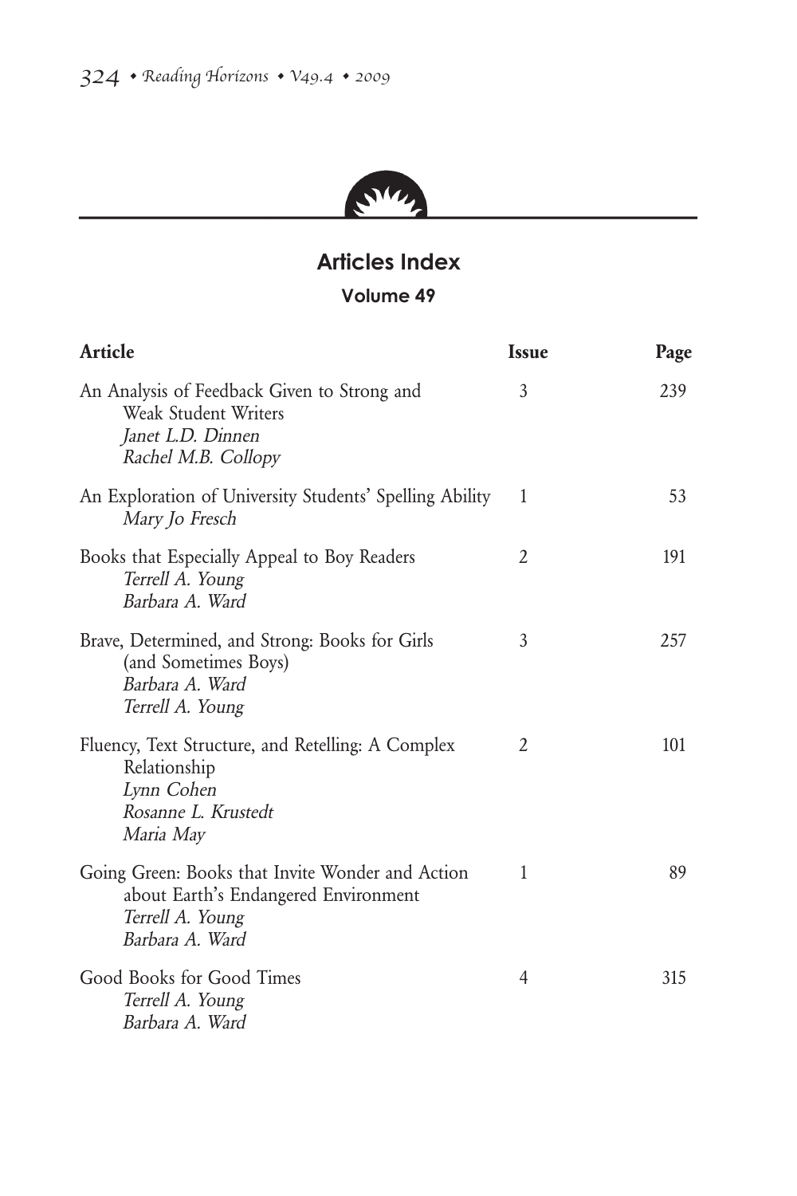## Articles Index

### Volume 49

| Article | Issue | Page |
|---|---|---|
| An Analysis of Feedback Given to Strong and Weak Student Writers<br>*Janet L.D. Dinnen*<br>*Rachel M.B. Collopy* | 3 | 239 |
| An Exploration of University Students' Spelling Ability<br>*Mary Jo Fresch* | 1 | 53 |
| Books that Especially Appeal to Boy Readers<br>*Terrell A. Young*<br>*Barbara A. Ward* | 2 | 191 |
| Brave, Determined, and Strong: Books for Girls (and Sometimes Boys)<br>*Barbara A. Ward*<br>*Terrell A. Young* | 3 | 257 |
| Fluency, Text Structure, and Retelling: A Complex Relationship<br>*Lynn Cohen*<br>*Rosanne L. Krustedt*<br>*Maria May* | 2 | 101 |
| Going Green: Books that Invite Wonder and Action about Earth's Endangered Environment<br>*Terrell A. Young*<br>*Barbara A. Ward* | 1 | 89 |
| Good Books for Good Times<br>*Terrell A. Young*<br>*Barbara A. Ward* | 4 | 315 |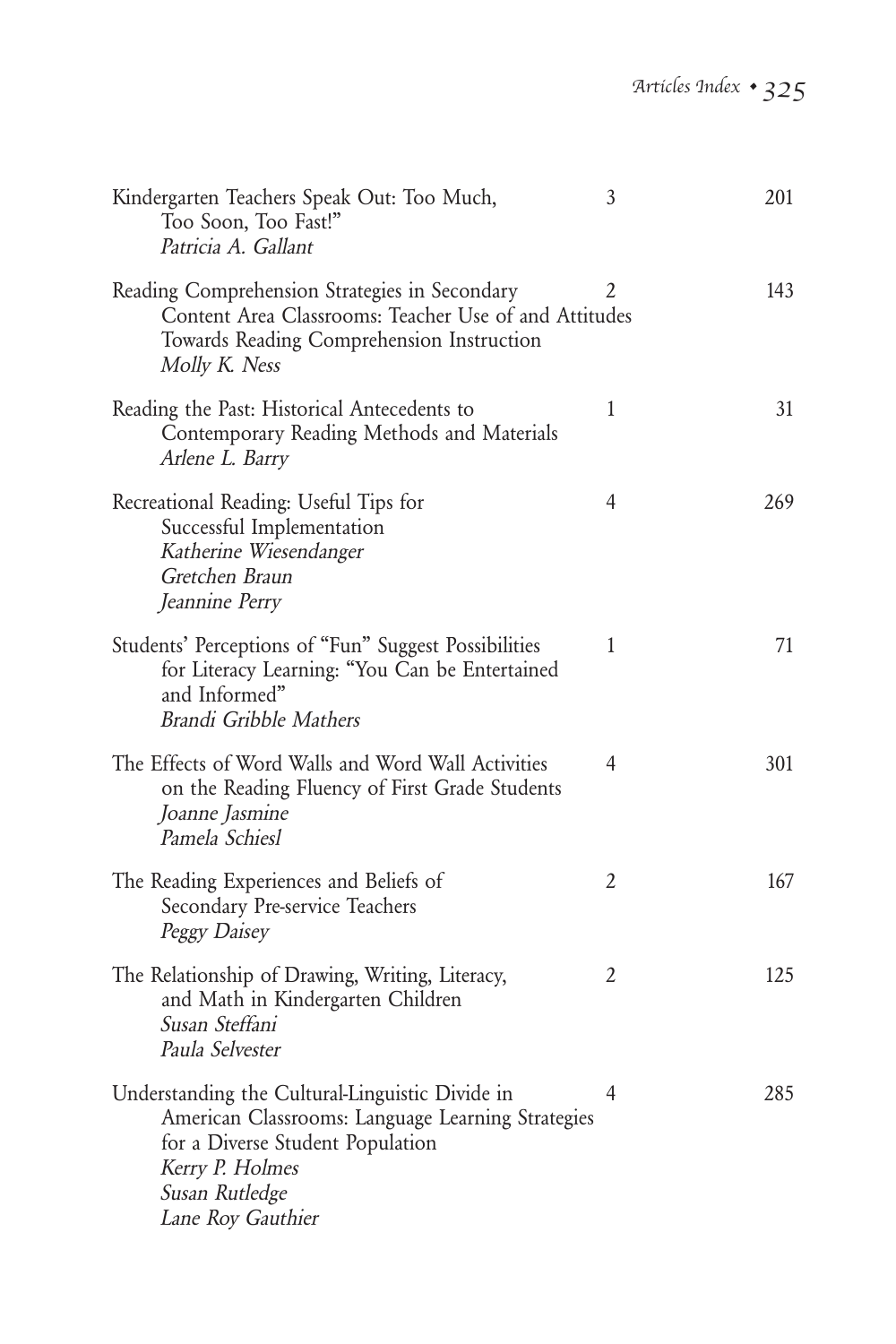| | | |
|---|---|---|
| Kindergarten Teachers Speak Out: Too Much, Too Soon, Too Fast!"<br>*Patricia A. Gallant* | 3 | 201 |
| Reading Comprehension Strategies in Secondary Content Area Classrooms: Teacher Use of and Attitudes Towards Reading Comprehension Instruction<br>*Molly K. Ness* | 2 | 143 |
| Reading the Past: Historical Antecedents to Contemporary Reading Methods and Materials<br>*Arlene L. Barry* | 1 | 31 |
| Recreational Reading: Useful Tips for Successful Implementation<br>*Katherine Wiesendanger*<br>*Gretchen Braun*<br>*Jeannine Perry* | 4 | 269 |
| Students' Perceptions of "Fun" Suggest Possibilities for Literacy Learning: "You Can be Entertained and Informed"<br>*Brandi Gribble Mathers* | 1 | 71 |
| The Effects of Word Walls and Word Wall Activities on the Reading Fluency of First Grade Students<br>*Joanne Jasmine*<br>*Pamela Schiesl* | 4 | 301 |
| The Reading Experiences and Beliefs of Secondary Pre-service Teachers<br>*Peggy Daisey* | 2 | 167 |
| The Relationship of Drawing, Writing, Literacy, and Math in Kindergarten Children<br>*Susan Steffani*<br>*Paula Selvester* | 2 | 125 |
| Understanding the Cultural-Linguistic Divide in American Classrooms: Language Learning Strategies for a Diverse Student Population<br>*Kerry P. Holmes*<br>*Susan Rutledge*<br>*Lane Roy Gauthier* | 4 | 285 |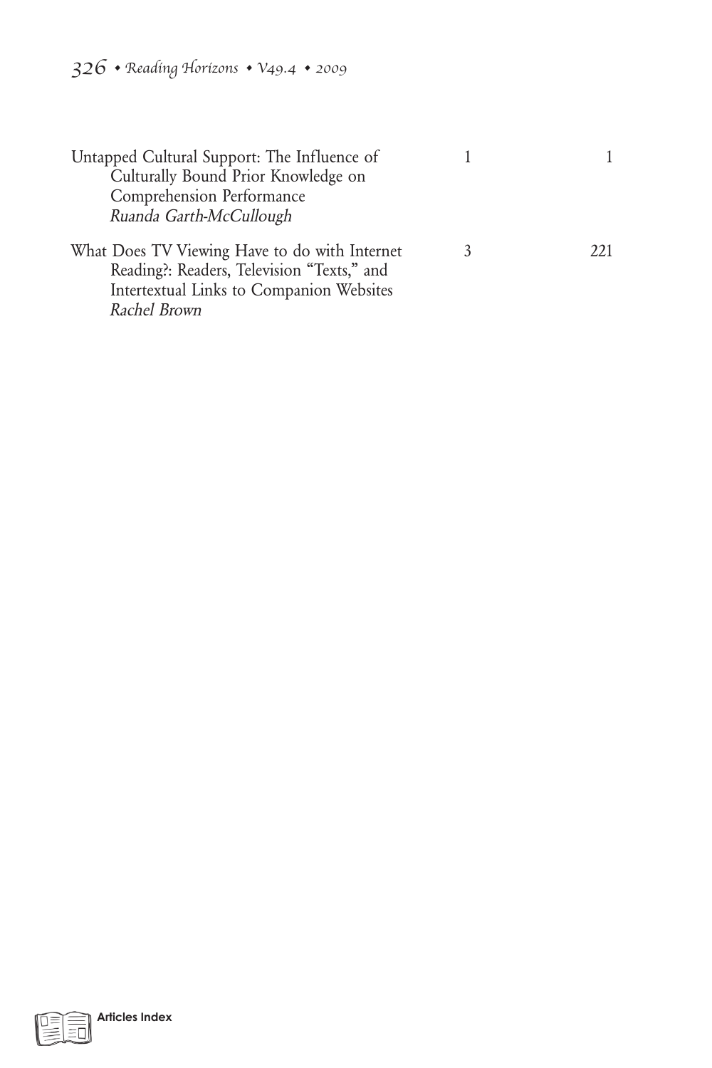| | | |
|---|---|---|
| Untapped Cultural Support: The Influence of Culturally Bound Prior Knowledge on Comprehension Performance<br>*Ruanda Garth-McCullough* | 1 | 1 |
| What Does TV Viewing Have to do with Internet Reading?: Readers, Television "Texts," and Intertextual Links to Companion Websites<br>*Rachel Brown* | 3 | 221 |